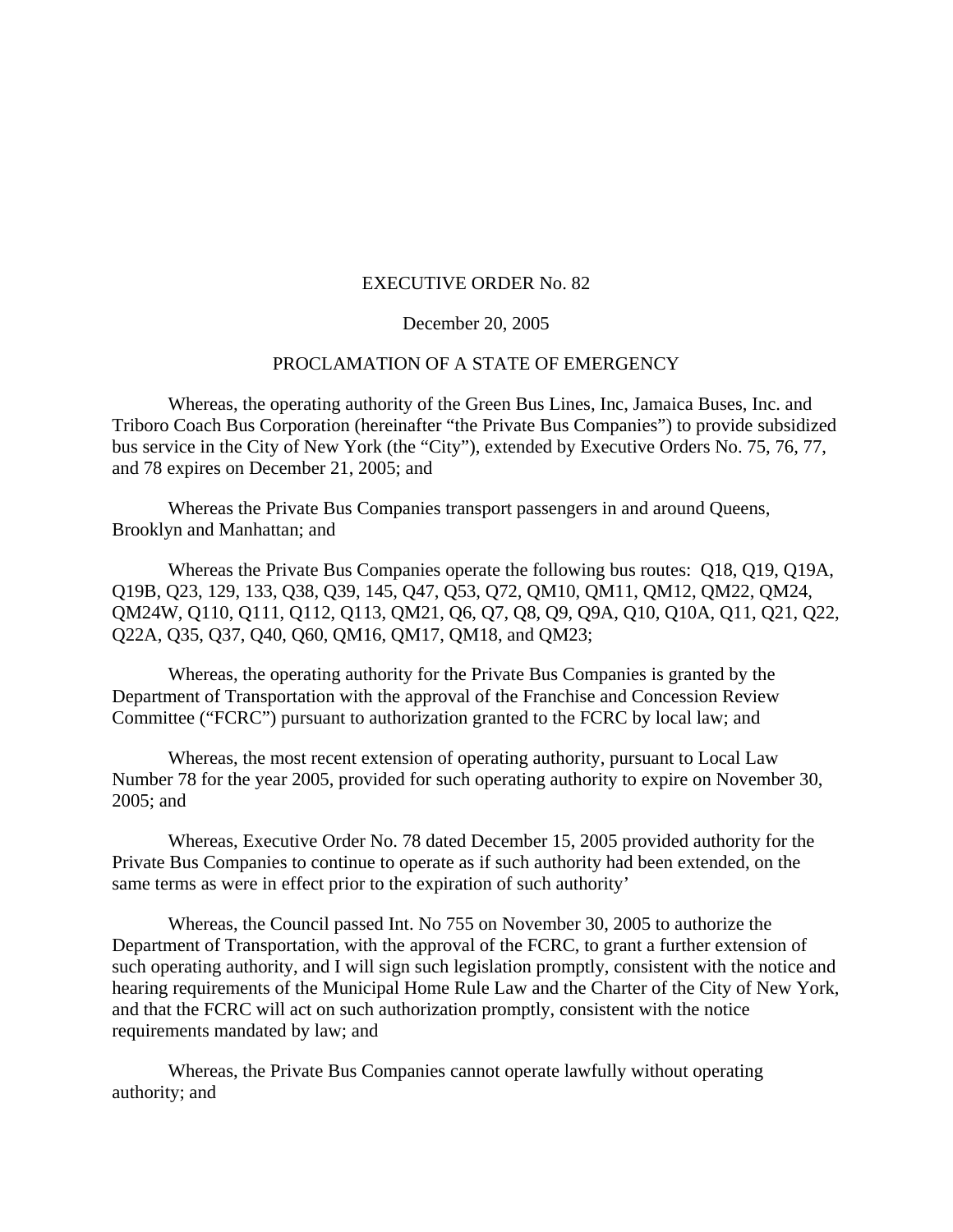EXECUTIVE ORDER No. 82

December 20, 2005

PROCLAMATION OF A STATE OF EMERGENCY

Whereas, the operating authority of the Green Bus Lines, Inc, Jamaica Buses, Inc. and Triboro Coach Bus Corporation (hereinafter "the Private Bus Companies") to provide subsidized bus service in the City of New York (the "City"), extended by Executive Orders No. 75, 76, 77, and 78 expires on December 21, 2005; and

Whereas the Private Bus Companies transport passengers in and around Queens, Brooklyn and Manhattan; and

Whereas the Private Bus Companies operate the following bus routes: Q18, Q19, Q19A, Q19B, Q23, 129, 133, Q38, Q39, 145, Q47, Q53, Q72, QM10, QM11, QM12, QM22, QM24, QM24W, Q110, Q111, Q112, Q113, QM21, Q6, Q7, Q8, Q9, Q9A, Q10, Q10A, Q11, Q21, Q22, Q22A, Q35, Q37, Q40, Q60, QM16, QM17, QM18, and QM23;

Whereas, the operating authority for the Private Bus Companies is granted by the Department of Transportation with the approval of the Franchise and Concession Review Committee ("FCRC") pursuant to authorization granted to the FCRC by local law; and

Whereas, the most recent extension of operating authority, pursuant to Local Law Number 78 for the year 2005, provided for such operating authority to expire on November 30, 2005; and

Whereas, Executive Order No. 78 dated December 15, 2005 provided authority for the Private Bus Companies to continue to operate as if such authority had been extended, on the same terms as were in effect prior to the expiration of such authority'

Whereas, the Council passed Int. No 755 on November 30, 2005 to authorize the Department of Transportation, with the approval of the FCRC, to grant a further extension of such operating authority, and I will sign such legislation promptly, consistent with the notice and hearing requirements of the Municipal Home Rule Law and the Charter of the City of New York, and that the FCRC will act on such authorization promptly, consistent with the notice requirements mandated by law; and

Whereas, the Private Bus Companies cannot operate lawfully without operating authority; and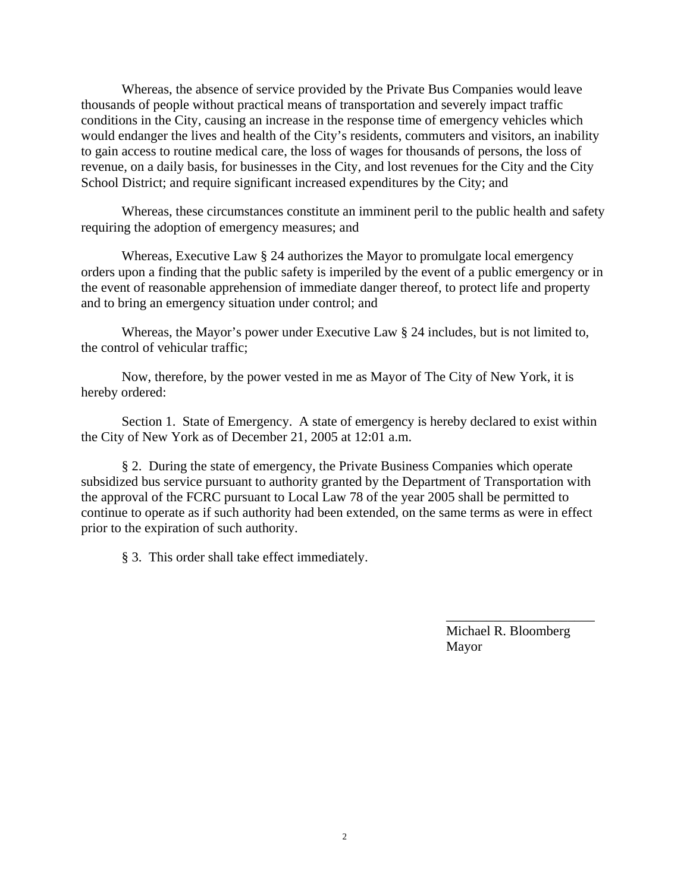Whereas, the absence of service provided by the Private Bus Companies would leave thousands of people without practical means of transportation and severely impact traffic conditions in the City, causing an increase in the response time of emergency vehicles which would endanger the lives and health of the City's residents, commuters and visitors, an inability to gain access to routine medical care, the loss of wages for thousands of persons, the loss of revenue, on a daily basis, for businesses in the City, and lost revenues for the City and the City School District; and require significant increased expenditures by the City; and

Whereas, these circumstances constitute an imminent peril to the public health and safety requiring the adoption of emergency measures; and

Whereas, Executive Law § 24 authorizes the Mayor to promulgate local emergency orders upon a finding that the public safety is imperiled by the event of a public emergency or in the event of reasonable apprehension of immediate danger thereof, to protect life and property and to bring an emergency situation under control; and

Whereas, the Mayor's power under Executive Law § 24 includes, but is not limited to, the control of vehicular traffic;

Now, therefore, by the power vested in me as Mayor of The City of New York, it is hereby ordered:

Section 1. State of Emergency. A state of emergency is hereby declared to exist within the City of New York as of December 21, 2005 at 12:01 a.m.

§ 2. During the state of emergency, the Private Business Companies which operate subsidized bus service pursuant to authority granted by the Department of Transportation with the approval of the FCRC pursuant to Local Law 78 of the year 2005 shall be permitted to continue to operate as if such authority had been extended, on the same terms as were in effect prior to the expiration of such authority.

§ 3. This order shall take effect immediately.

\_\_\_\_\_\_\_\_\_\_\_\_\_\_\_\_\_\_\_\_\_\_\_

Michael R. Bloomberg
Mayor